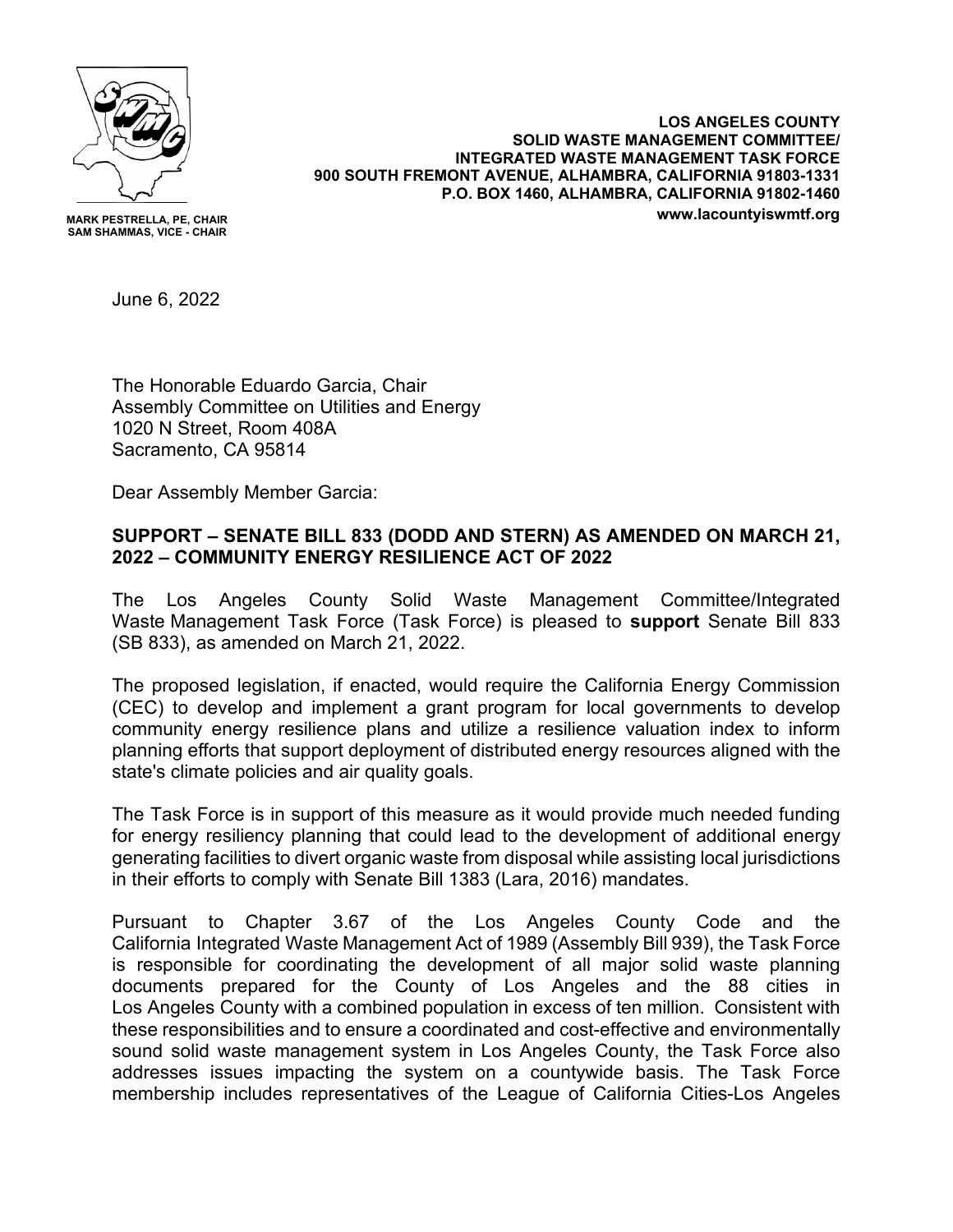MARK PESTRELLA, PE, CHAIR
SAM SHAMMAS, VICE - CHAIR

**LOS ANGELES COUNTY**
**SOLID WASTE MANAGEMENT COMMITTEE/**
**INTEGRATED WASTE MANAGEMENT TASK FORCE**
**900 SOUTH FREMONT AVENUE, ALHAMBRA, CALIFORNIA 91803-1331**
**P.O. BOX 1460, ALHAMBRA, CALIFORNIA 91802-1460**
**www.lacountyiswmtf.org**

June 6, 2022

The Honorable Eduardo Garcia, Chair
Assembly Committee on Utilities and Energy
1020 N Street, Room 408A
Sacramento, CA 95814

Dear Assembly Member Garcia:

**SUPPORT – SENATE BILL 833 (DODD AND STERN) AS AMENDED ON MARCH 21, 2022 – COMMUNITY ENERGY RESILIENCE ACT OF 2022**

The Los Angeles County Solid Waste Management Committee/Integrated Waste Management Task Force (Task Force) is pleased to **support** Senate Bill 833 (SB 833), as amended on March 21, 2022.

The proposed legislation, if enacted, would require the California Energy Commission (CEC) to develop and implement a grant program for local governments to develop community energy resilience plans and utilize a resilience valuation index to inform planning efforts that support deployment of distributed energy resources aligned with the state's climate policies and air quality goals.

The Task Force is in support of this measure as it would provide much needed funding for energy resiliency planning that could lead to the development of additional energy generating facilities to divert organic waste from disposal while assisting local jurisdictions in their efforts to comply with Senate Bill 1383 (Lara, 2016) mandates.

Pursuant to Chapter 3.67 of the Los Angeles County Code and the California Integrated Waste Management Act of 1989 (Assembly Bill 939), the Task Force is responsible for coordinating the development of all major solid waste planning documents prepared for the County of Los Angeles and the 88 cities in Los Angeles County with a combined population in excess of ten million. Consistent with these responsibilities and to ensure a coordinated and cost-effective and environmentally sound solid waste management system in Los Angeles County, the Task Force also addresses issues impacting the system on a countywide basis. The Task Force membership includes representatives of the League of California Cities-Los Angeles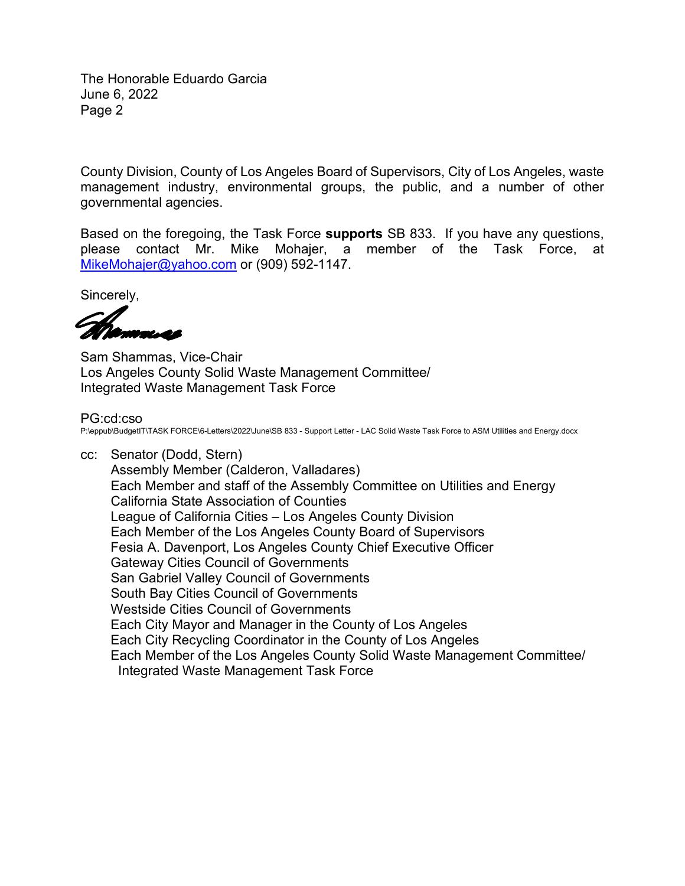The Honorable Eduardo Garcia
June 6, 2022
Page 2

County Division, County of Los Angeles Board of Supervisors, City of Los Angeles, waste management industry, environmental groups, the public, and a number of other governmental agencies.

Based on the foregoing, the Task Force **supports** SB 833. If you have any questions, please contact Mr. Mike Mohajer, a member of the Task Force, at MikeMohajer@yahoo.com or (909) 592-1147.

Sincerely,

Sam Shammas, Vice-Chair
Los Angeles County Solid Waste Management Committee/
Integrated Waste Management Task Force

PG:cd:cso
P:\eppub\BudgetIT\TASK FORCE\6-Letters\2022\June\SB 833 - Support Letter - LAC Solid Waste Task Force to ASM Utilities and Energy.docx

cc: Senator (Dodd, Stern)
Assembly Member (Calderon, Valladares)
Each Member and staff of the Assembly Committee on Utilities and Energy
California State Association of Counties
League of California Cities – Los Angeles County Division
Each Member of the Los Angeles County Board of Supervisors
Fesia A. Davenport, Los Angeles County Chief Executive Officer
Gateway Cities Council of Governments
San Gabriel Valley Council of Governments
South Bay Cities Council of Governments
Westside Cities Council of Governments
Each City Mayor and Manager in the County of Los Angeles
Each City Recycling Coordinator in the County of Los Angeles
Each Member of the Los Angeles County Solid Waste Management Committee/ Integrated Waste Management Task Force